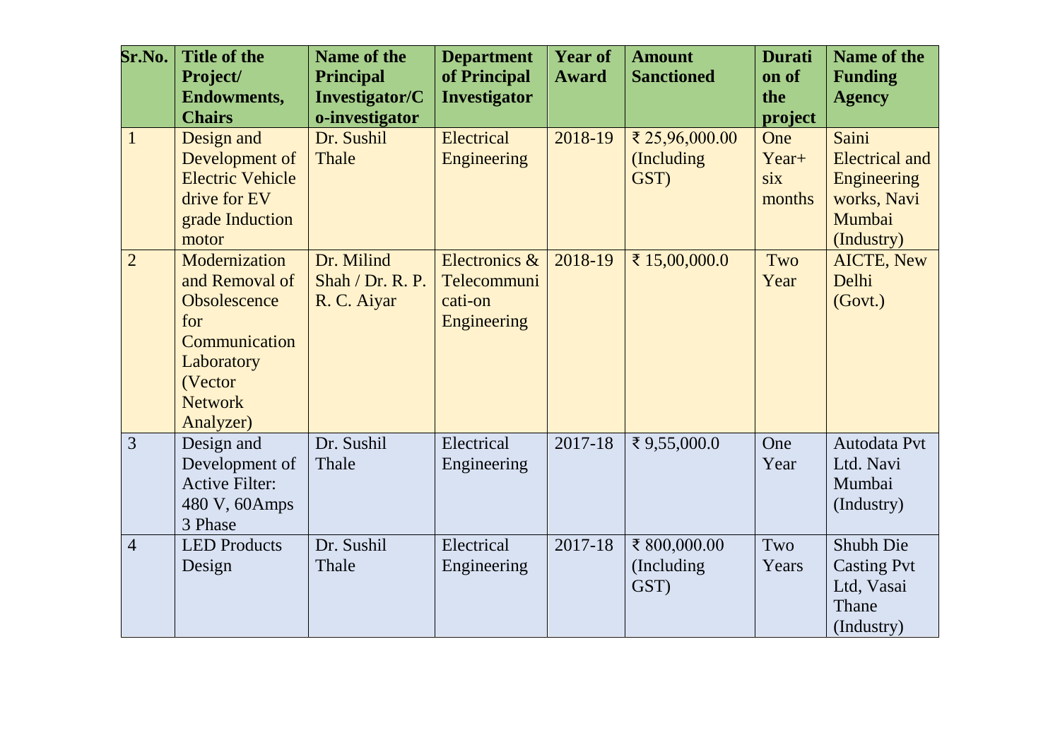| Sr.No. | Title of the Project/ Endowments, Chairs | Name of the Principal Investigator/Co-investigator | Department of Principal Investigator | Year of Award | Amount Sanctioned | Duration of the project | Name of the Funding Agency |
|---|---|---|---|---|---|---|---|
| 1 | Design and Development of Electric Vehicle drive for EV grade Induction motor | Dr. Sushil Thale | Electrical Engineering | 2018-19 | ₹ 25,96,000.00 (Including GST) | One Year+ six months | Saini Electrical and Engineering works, Navi Mumbai (Industry) |
| 2 | Modernization and Removal of Obsolescence for Communication Laboratory (Vector Network Analyzer) | Dr. Milind Shah / Dr. R. P. R. C. Aiyar | Electronics & Telecommuni cati-on Engineering | 2018-19 | ₹ 15,00,000.0 | Two Year | AICTE, New Delhi (Govt.) |
| 3 | Design and Development of Active Filter: 480 V, 60Amps 3 Phase | Dr. Sushil Thale | Electrical Engineering | 2017-18 | ₹ 9,55,000.0 | One Year | Autodata Pvt Ltd. Navi Mumbai (Industry) |
| 4 | LED Products Design | Dr. Sushil Thale | Electrical Engineering | 2017-18 | ₹ 800,000.00 (Including GST) | Two Years | Shubh Die Casting Pvt Ltd, Vasai Thane (Industry) |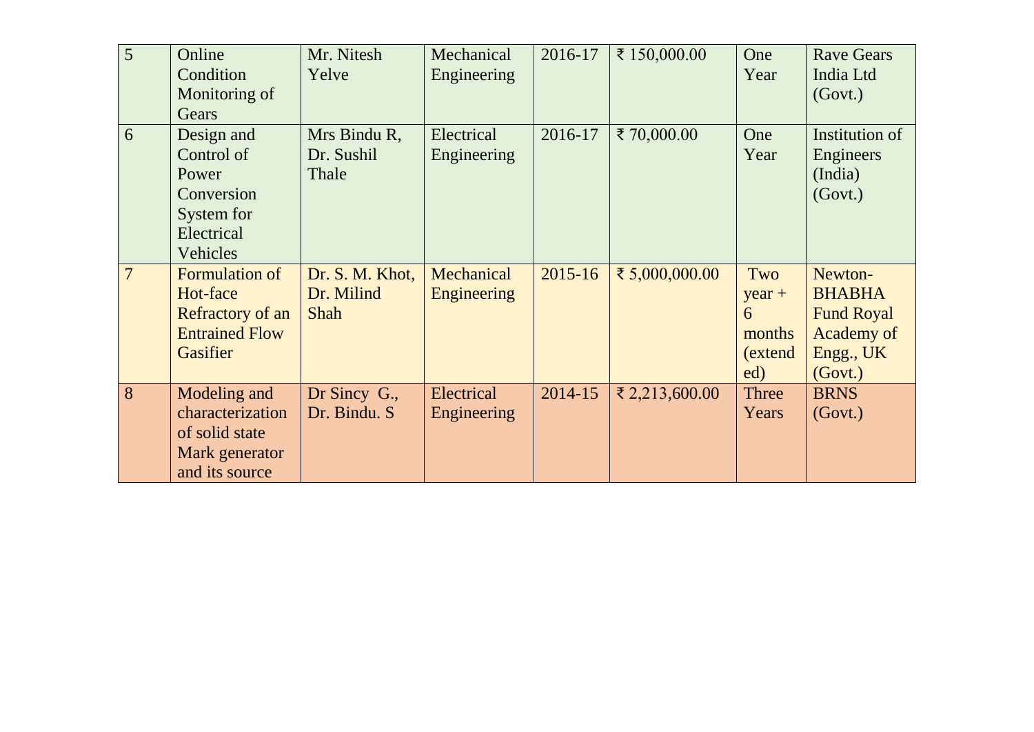| | | | | | | | |
|---|---|---|---|---|---|---|---|
| 5 | Online Condition Monitoring of Gears | Mr. Nitesh Yelve | Mechanical Engineering | 2016-17 | ₹ 150,000.00 | One Year | Rave Gears India Ltd (Govt.) |
| 6 | Design and Control of Power Conversion System for Electrical Vehicles | Mrs Bindu R, Dr. Sushil Thale | Electrical Engineering | 2016-17 | ₹ 70,000.00 | One Year | Institution of Engineers (India) (Govt.) |
| 7 | Formulation of Hot-face Refractory of an Entrained Flow Gasifier | Dr. S. M. Khot, Dr. Milind Shah | Mechanical Engineering | 2015-16 | ₹ 5,000,000.00 | Two year + 6 months (extended) | Newton-BHABHA Fund Royal Academy of Engg., UK (Govt.) |
| 8 | Modeling and characterization of solid state Mark generator and its source | Dr Sincy G., Dr. Bindu. S | Electrical Engineering | 2014-15 | ₹ 2,213,600.00 | Three Years | BRNS (Govt.) |